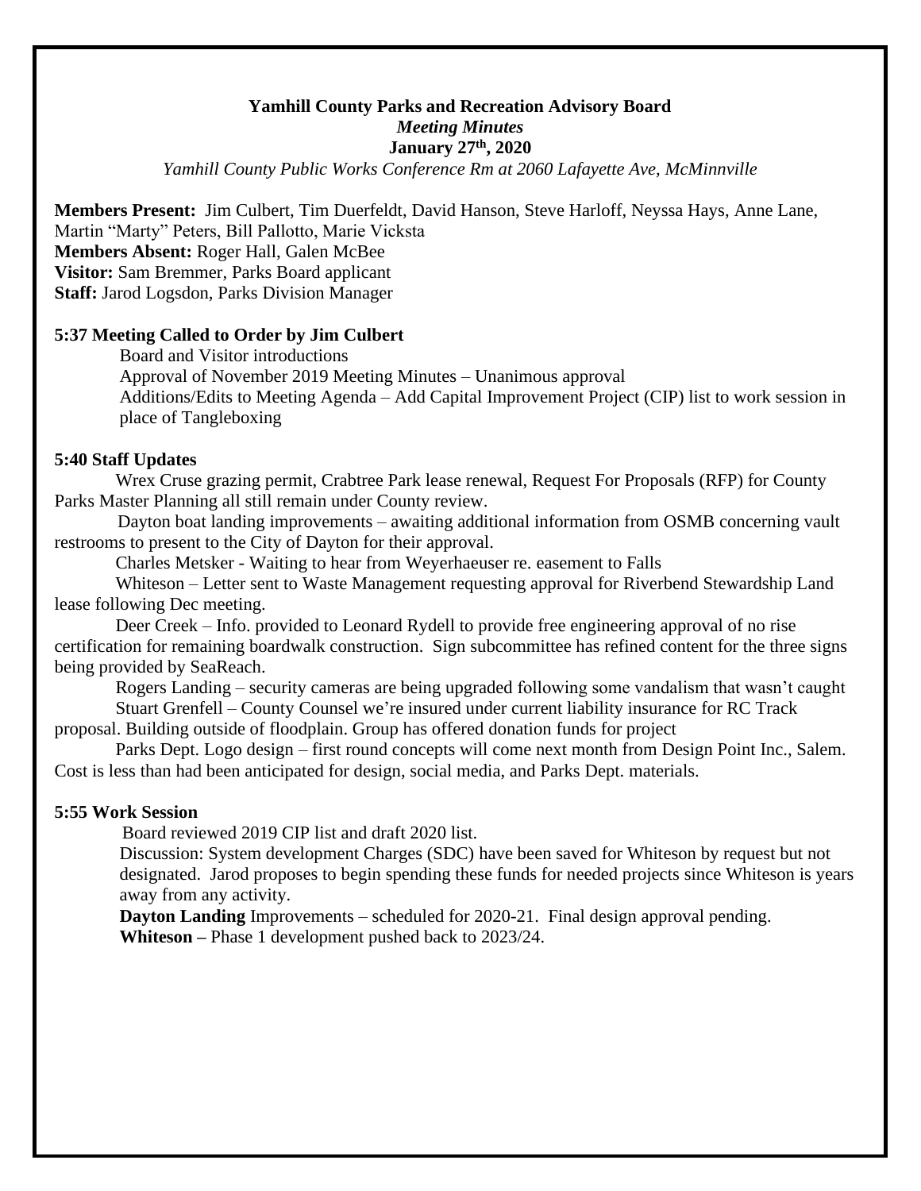**Yamhill County Parks and Recreation Advisory Board**

***Meeting Minutes***

**January 27th, 2020**

*Yamhill County Public Works Conference Rm at 2060 Lafayette Ave, McMinnville*

**Members Present:** Jim Culbert, Tim Duerfeldt, David Hanson, Steve Harloff, Neyssa Hays, Anne Lane, Martin "Marty" Peters, Bill Pallotto, Marie Vicksta
**Members Absent:** Roger Hall, Galen McBee
**Visitor:** Sam Bremmer, Parks Board applicant
**Staff:** Jarod Logsdon, Parks Division Manager

**5:37 Meeting Called to Order by Jim Culbert**

Board and Visitor introductions

Approval of November 2019 Meeting Minutes – Unanimous approval

Additions/Edits to Meeting Agenda – Add Capital Improvement Project (CIP) list to work session in place of Tangleboxing

**5:40 Staff Updates**

Wrex Cruse grazing permit, Crabtree Park lease renewal, Request For Proposals (RFP) for County Parks Master Planning all still remain under County review.

Dayton boat landing improvements – awaiting additional information from OSMB concerning vault restrooms to present to the City of Dayton for their approval.

Charles Metsker - Waiting to hear from Weyerhaeuser re. easement to Falls

Whiteson – Letter sent to Waste Management requesting approval for Riverbend Stewardship Land lease following Dec meeting.

Deer Creek – Info. provided to Leonard Rydell to provide free engineering approval of no rise certification for remaining boardwalk construction. Sign subcommittee has refined content for the three signs being provided by SeaReach.

Rogers Landing – security cameras are being upgraded following some vandalism that wasn't caught

Stuart Grenfell – County Counsel we're insured under current liability insurance for RC Track proposal. Building outside of floodplain. Group has offered donation funds for project

Parks Dept. Logo design – first round concepts will come next month from Design Point Inc., Salem. Cost is less than had been anticipated for design, social media, and Parks Dept. materials.

**5:55 Work Session**

Board reviewed 2019 CIP list and draft 2020 list.

Discussion: System development Charges (SDC) have been saved for Whiteson by request but not designated. Jarod proposes to begin spending these funds for needed projects since Whiteson is years away from any activity.

**Dayton Landing** Improvements – scheduled for 2020-21. Final design approval pending.

**Whiteson –** Phase 1 development pushed back to 2023/24.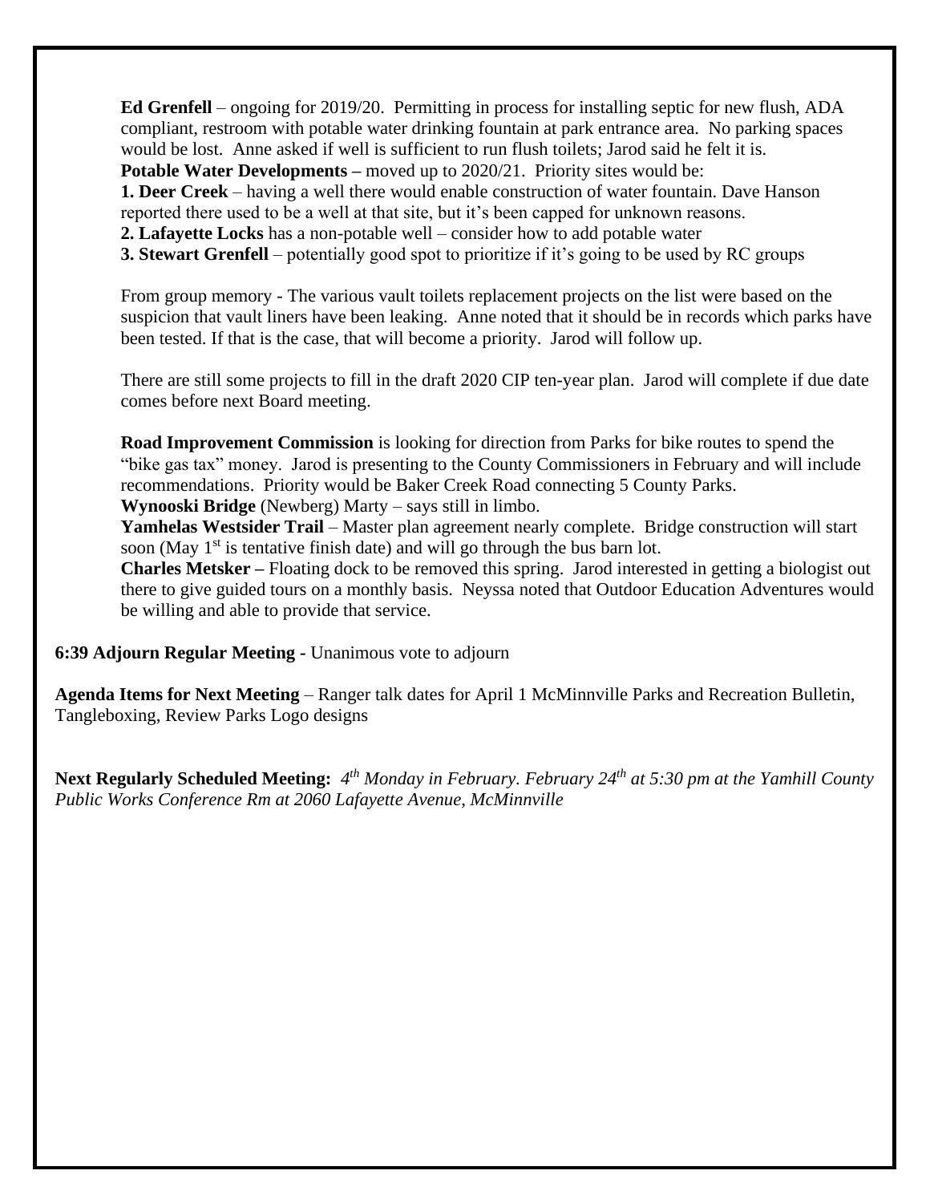**Ed Grenfell** – ongoing for 2019/20. Permitting in process for installing septic for new flush, ADA compliant, restroom with potable water drinking fountain at park entrance area. No parking spaces would be lost. Anne asked if well is sufficient to run flush toilets; Jarod said he felt it is.

**Potable Water Developments –** moved up to 2020/21. Priority sites would be:

**1. Deer Creek** – having a well there would enable construction of water fountain. Dave Hanson reported there used to be a well at that site, but it's been capped for unknown reasons.

**2. Lafayette Locks** has a non-potable well – consider how to add potable water

**3. Stewart Grenfell** – potentially good spot to prioritize if it's going to be used by RC groups

From group memory - The various vault toilets replacement projects on the list were based on the suspicion that vault liners have been leaking. Anne noted that it should be in records which parks have been tested. If that is the case, that will become a priority. Jarod will follow up.

There are still some projects to fill in the draft 2020 CIP ten-year plan. Jarod will complete if due date comes before next Board meeting.

**Road Improvement Commission** is looking for direction from Parks for bike routes to spend the "bike gas tax" money. Jarod is presenting to the County Commissioners in February and will include recommendations. Priority would be Baker Creek Road connecting 5 County Parks.

**Wynooski Bridge** (Newberg) Marty – says still in limbo.

**Yamhelas Westsider Trail** – Master plan agreement nearly complete. Bridge construction will start soon (May 1st is tentative finish date) and will go through the bus barn lot.

**Charles Metsker –** Floating dock to be removed this spring. Jarod interested in getting a biologist out there to give guided tours on a monthly basis. Neyssa noted that Outdoor Education Adventures would be willing and able to provide that service.

**6:39 Adjourn Regular Meeting -** Unanimous vote to adjourn

**Agenda Items for Next Meeting** – Ranger talk dates for April 1 McMinnville Parks and Recreation Bulletin, Tangleboxing, Review Parks Logo designs

**Next Regularly Scheduled Meeting:** *4th Monday in February. February 24th at 5:30 pm at the Yamhill County Public Works Conference Rm at 2060 Lafayette Avenue, McMinnville*